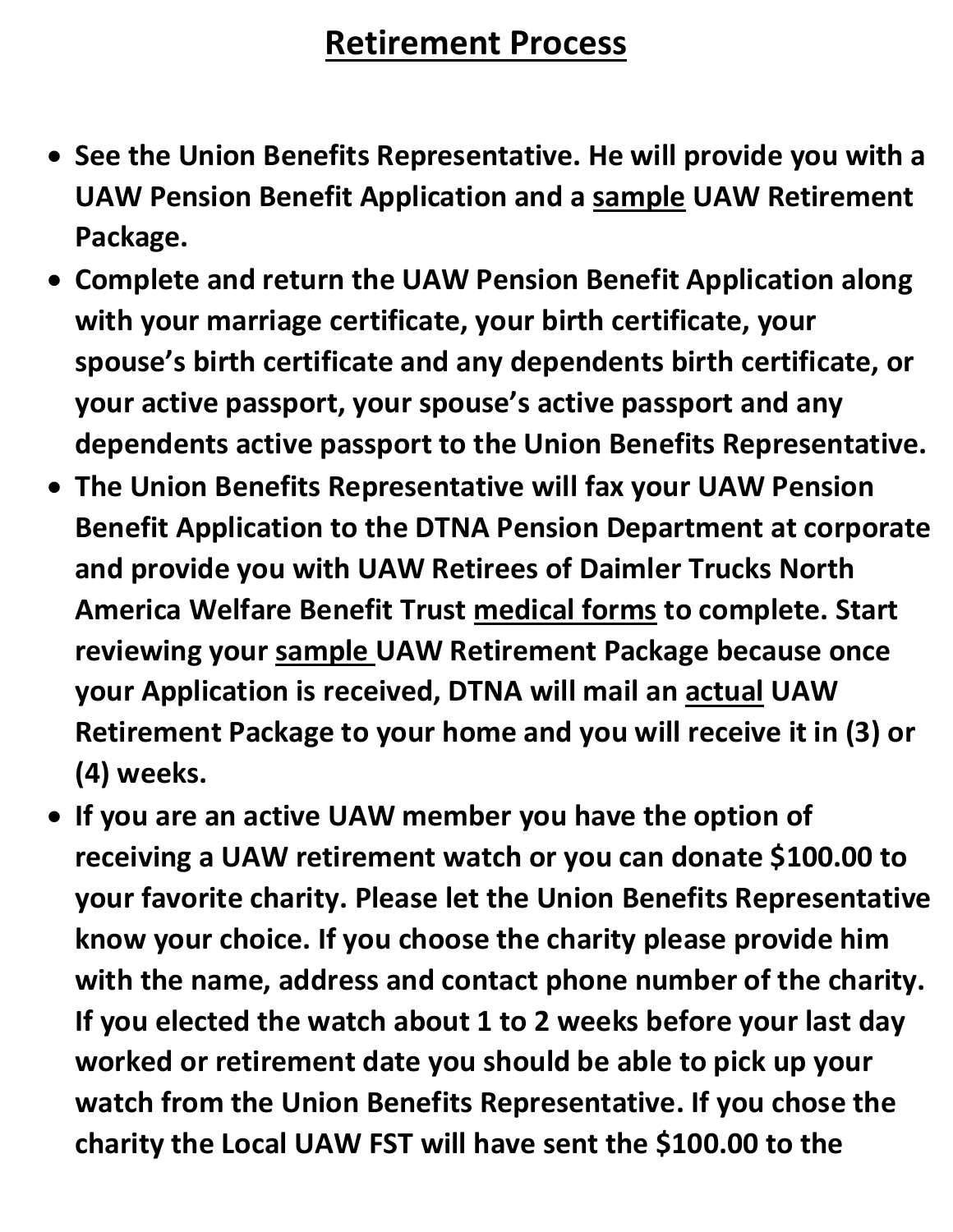# <u>Retirement Process</u>

- **See the Union Benefits Representative. He will provide you with a UAW Pension Benefit Application and a <u>sample</u> UAW Retirement Package.**
- **Complete and return the UAW Pension Benefit Application along with your marriage certificate, your birth certificate, your spouse's birth certificate and any dependents birth certificate, or your active passport, your spouse's active passport and any dependents active passport to the Union Benefits Representative.**
- **The Union Benefits Representative will fax your UAW Pension Benefit Application to the DTNA Pension Department at corporate and provide you with UAW Retirees of Daimler Trucks North America Welfare Benefit Trust <u>medical forms</u> to complete. Start reviewing your <u>sample</u> UAW Retirement Package because once your Application is received, DTNA will mail an <u>actual</u> UAW Retirement Package to your home and you will receive it in (3) or (4) weeks.**
- **If you are an active UAW member you have the option of receiving a UAW retirement watch or you can donate $100.00 to your favorite charity. Please let the Union Benefits Representative know your choice. If you choose the charity please provide him with the name, address and contact phone number of the charity. If you elected the watch about 1 to 2 weeks before your last day worked or retirement date you should be able to pick up your watch from the Union Benefits Representative. If you chose the charity the Local UAW FST will have sent the $100.00 to the**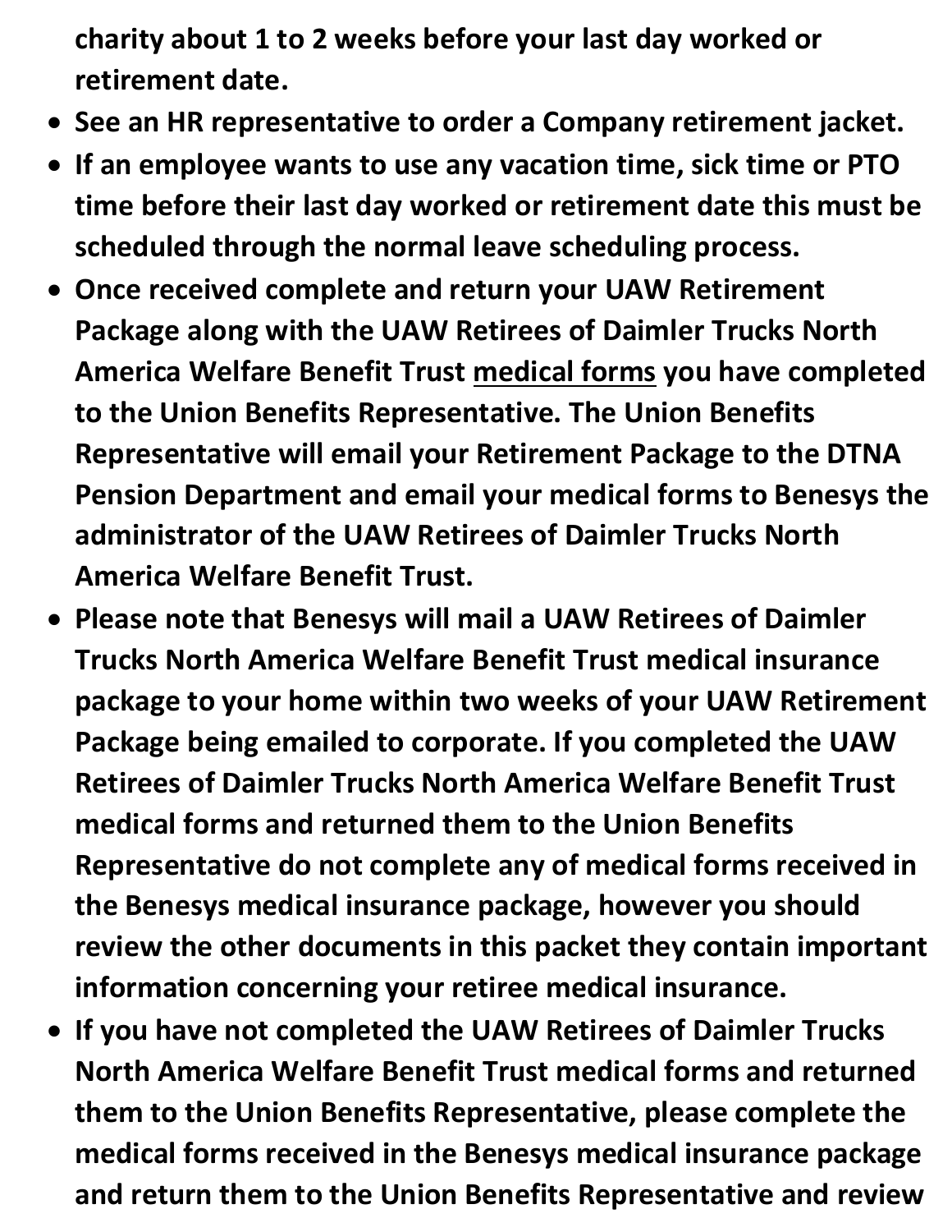**charity about 1 to 2 weeks before your last day worked or retirement date.**

- **See an HR representative to order a Company retirement jacket.**
- **If an employee wants to use any vacation time, sick time or PTO time before their last day worked or retirement date this must be scheduled through the normal leave scheduling process.**
- **Once received complete and return your UAW Retirement Package along with the UAW Retirees of Daimler Trucks North America Welfare Benefit Trust medical forms you have completed to the Union Benefits Representative. The Union Benefits Representative will email your Retirement Package to the DTNA Pension Department and email your medical forms to Benesys the administrator of the UAW Retirees of Daimler Trucks North America Welfare Benefit Trust.**
- **Please note that Benesys will mail a UAW Retirees of Daimler Trucks North America Welfare Benefit Trust medical insurance package to your home within two weeks of your UAW Retirement Package being emailed to corporate. If you completed the UAW Retirees of Daimler Trucks North America Welfare Benefit Trust medical forms and returned them to the Union Benefits Representative do not complete any of medical forms received in the Benesys medical insurance package, however you should review the other documents in this packet they contain important information concerning your retiree medical insurance.**
- **If you have not completed the UAW Retirees of Daimler Trucks North America Welfare Benefit Trust medical forms and returned them to the Union Benefits Representative, please complete the medical forms received in the Benesys medical insurance package and return them to the Union Benefits Representative and review**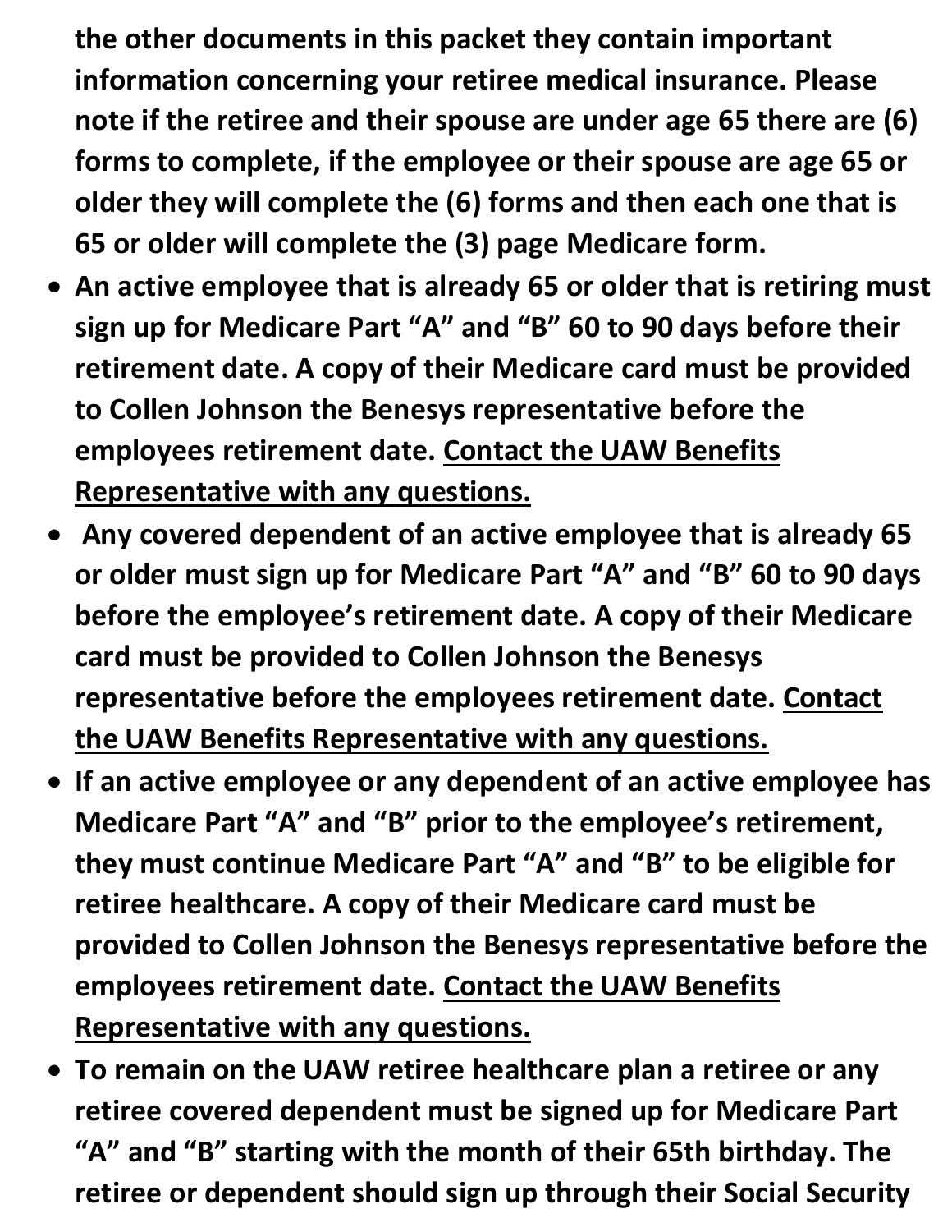**the other documents in this packet they contain important information concerning your retiree medical insurance. Please note if the retiree and their spouse are under age 65 there are (6) forms to complete, if the employee or their spouse are age 65 or older they will complete the (6) forms and then each one that is 65 or older will complete the (3) page Medicare form.**

- **An active employee that is already 65 or older that is retiring must sign up for Medicare Part "A" and "B" 60 to 90 days before their retirement date. A copy of their Medicare card must be provided to Collen Johnson the Benesys representative before the employees retirement date. <u>Contact the UAW Benefits Representative with any questions.</u>**
- **Any covered dependent of an active employee that is already 65 or older must sign up for Medicare Part "A" and "B" 60 to 90 days before the employee's retirement date. A copy of their Medicare card must be provided to Collen Johnson the Benesys representative before the employees retirement date. <u>Contact the UAW Benefits Representative with any questions.</u>**
- **If an active employee or any dependent of an active employee has Medicare Part "A" and "B" prior to the employee's retirement, they must continue Medicare Part "A" and "B" to be eligible for retiree healthcare. A copy of their Medicare card must be provided to Collen Johnson the Benesys representative before the employees retirement date. <u>Contact the UAW Benefits Representative with any questions.</u>**
- **To remain on the UAW retiree healthcare plan a retiree or any retiree covered dependent must be signed up for Medicare Part "A" and "B" starting with the month of their 65th birthday. The retiree or dependent should sign up through their Social Security**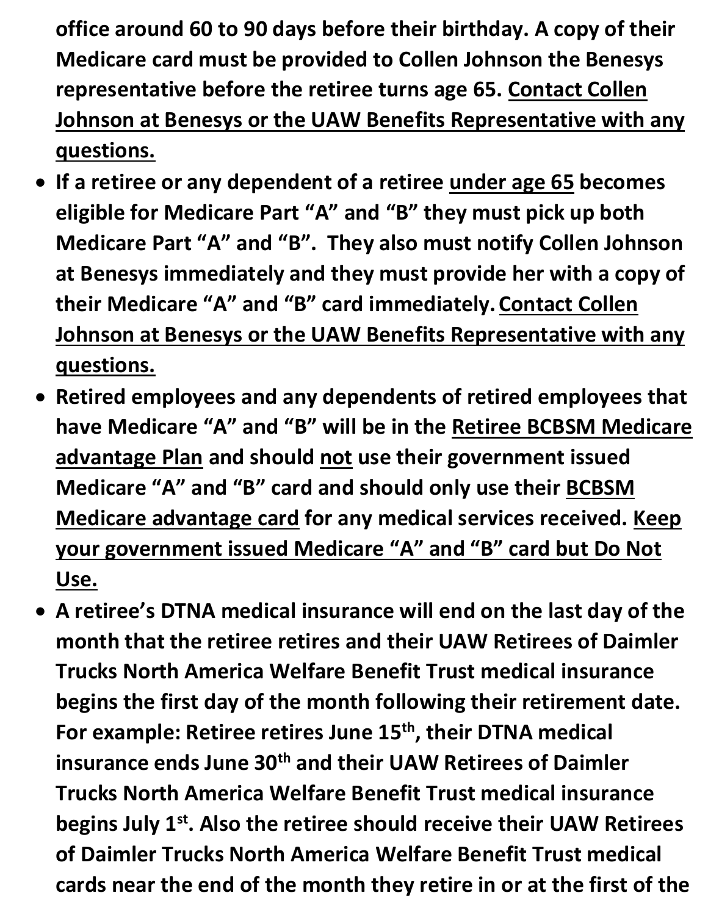**office around 60 to 90 days before their birthday. A copy of their Medicare card must be provided to Collen Johnson the Benesys representative before the retiree turns age 65. <u>Contact Collen Johnson at Benesys or the UAW Benefits Representative with any questions.</u>**

- **If a retiree or any dependent of a retiree <u>under age 65</u> becomes eligible for Medicare Part "A" and "B" they must pick up both Medicare Part "A" and "B". They also must notify Collen Johnson at Benesys immediately and they must provide her with a copy of their Medicare "A" and "B" card immediately. <u>Contact Collen Johnson at Benesys or the UAW Benefits Representative with any questions.</u>**
- **Retired employees and any dependents of retired employees that have Medicare "A" and "B" will be in the <u>Retiree BCBSM Medicare advantage Plan</u> and should <u>not</u> use their government issued Medicare "A" and "B" card and should only use their <u>BCBSM Medicare advantage card</u> for any medical services received. <u>Keep your government issued Medicare "A" and "B" card but Do Not Use.</u>**
- **A retiree's DTNA medical insurance will end on the last day of the month that the retiree retires and their UAW Retirees of Daimler Trucks North America Welfare Benefit Trust medical insurance begins the first day of the month following their retirement date. For example: Retiree retires June 15th, their DTNA medical insurance ends June 30th and their UAW Retirees of Daimler Trucks North America Welfare Benefit Trust medical insurance begins July 1st. Also the retiree should receive their UAW Retirees of Daimler Trucks North America Welfare Benefit Trust medical cards near the end of the month they retire in or at the first of the**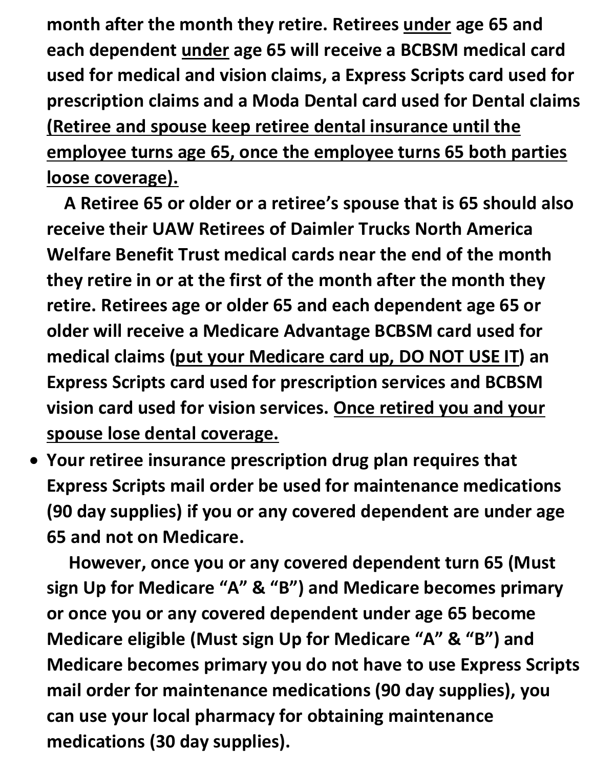**month after the month they retire. Retirees <u>under</u> age 65 and each dependent <u>under</u> age 65 will receive a BCBSM medical card used for medical and vision claims, a Express Scripts card used for prescription claims and a Moda Dental card used for Dental claims <u>(Retiree and spouse keep retiree dental insurance until the employee turns age 65, once the employee turns 65 both parties loose coverage).</u>**

**A Retiree 65 or older or a retiree's spouse that is 65 should also receive their UAW Retirees of Daimler Trucks North America Welfare Benefit Trust medical cards near the end of the month they retire in or at the first of the month after the month they retire. Retirees age or older 65 and each dependent age 65 or older will receive a Medicare Advantage BCBSM card used for medical claims (<u>put your Medicare card up, DO NOT USE IT</u>) an Express Scripts card used for prescription services and BCBSM vision card used for vision services. <u>Once retired you and your spouse lose dental coverage.</u>**

- **Your retiree insurance prescription drug plan requires that Express Scripts mail order be used for maintenance medications (90 day supplies) if you or any covered dependent are under age 65 and not on Medicare.**

  **However, once you or any covered dependent turn 65 (Must sign Up for Medicare "A" & "B") and Medicare becomes primary or once you or any covered dependent under age 65 become Medicare eligible (Must sign Up for Medicare "A" & "B") and Medicare becomes primary you do not have to use Express Scripts mail order for maintenance medications (90 day supplies), you can use your local pharmacy for obtaining maintenance medications (30 day supplies).**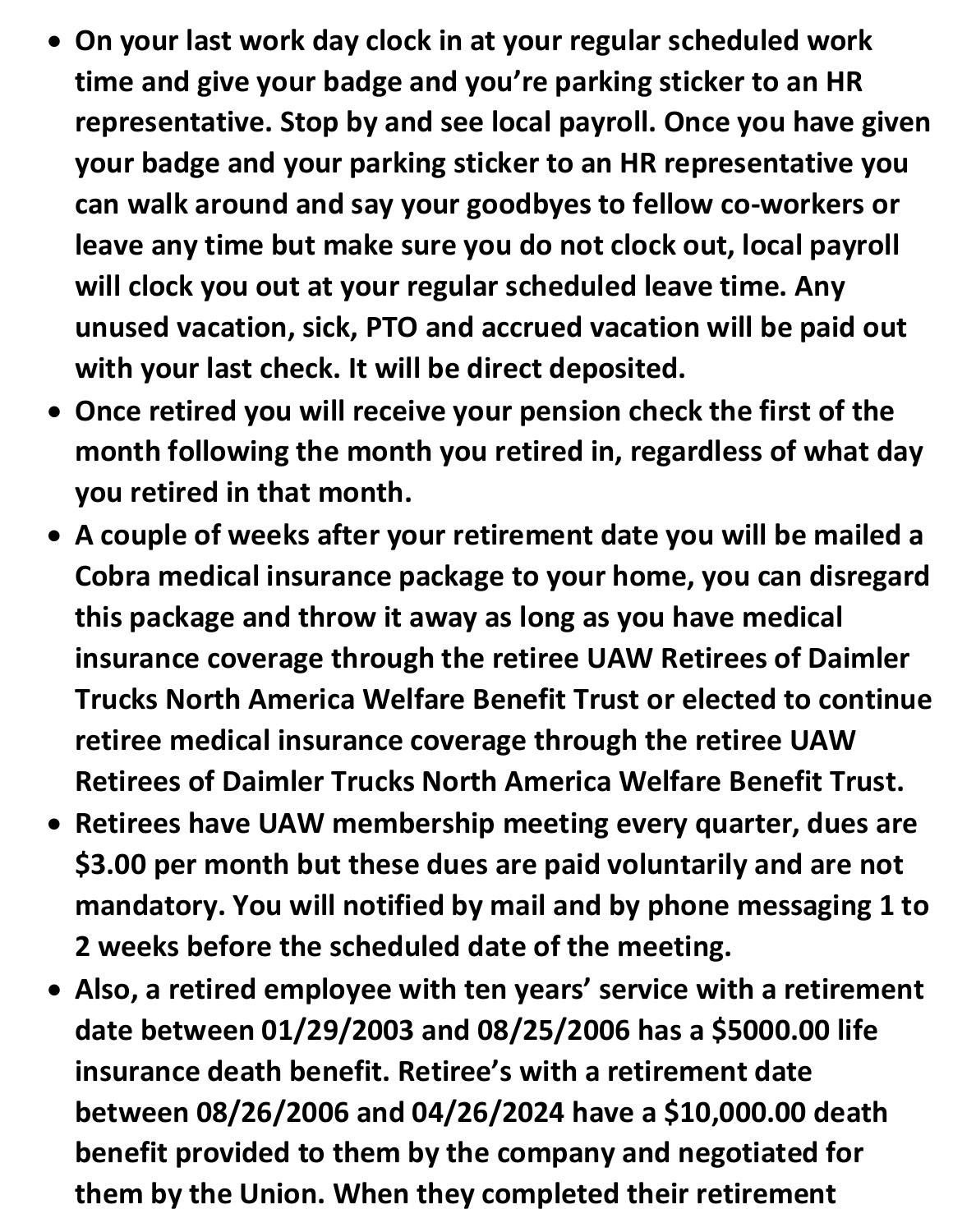- **On your last work day clock in at your regular scheduled work time and give your badge and you're parking sticker to an HR representative. Stop by and see local payroll. Once you have given your badge and your parking sticker to an HR representative you can walk around and say your goodbyes to fellow co-workers or leave any time but make sure you do not clock out, local payroll will clock you out at your regular scheduled leave time. Any unused vacation, sick, PTO and accrued vacation will be paid out with your last check. It will be direct deposited.**
- **Once retired you will receive your pension check the first of the month following the month you retired in, regardless of what day you retired in that month.**
- **A couple of weeks after your retirement date you will be mailed a Cobra medical insurance package to your home, you can disregard this package and throw it away as long as you have medical insurance coverage through the retiree UAW Retirees of Daimler Trucks North America Welfare Benefit Trust or elected to continue retiree medical insurance coverage through the retiree UAW Retirees of Daimler Trucks North America Welfare Benefit Trust.**
- **Retirees have UAW membership meeting every quarter, dues are $3.00 per month but these dues are paid voluntarily and are not mandatory. You will notified by mail and by phone messaging 1 to 2 weeks before the scheduled date of the meeting.**
- **Also, a retired employee with ten years' service with a retirement date between 01/29/2003 and 08/25/2006 has a $5000.00 life insurance death benefit. Retiree's with a retirement date between 08/26/2006 and 04/26/2024 have a $10,000.00 death benefit provided to them by the company and negotiated for them by the Union. When they completed their retirement**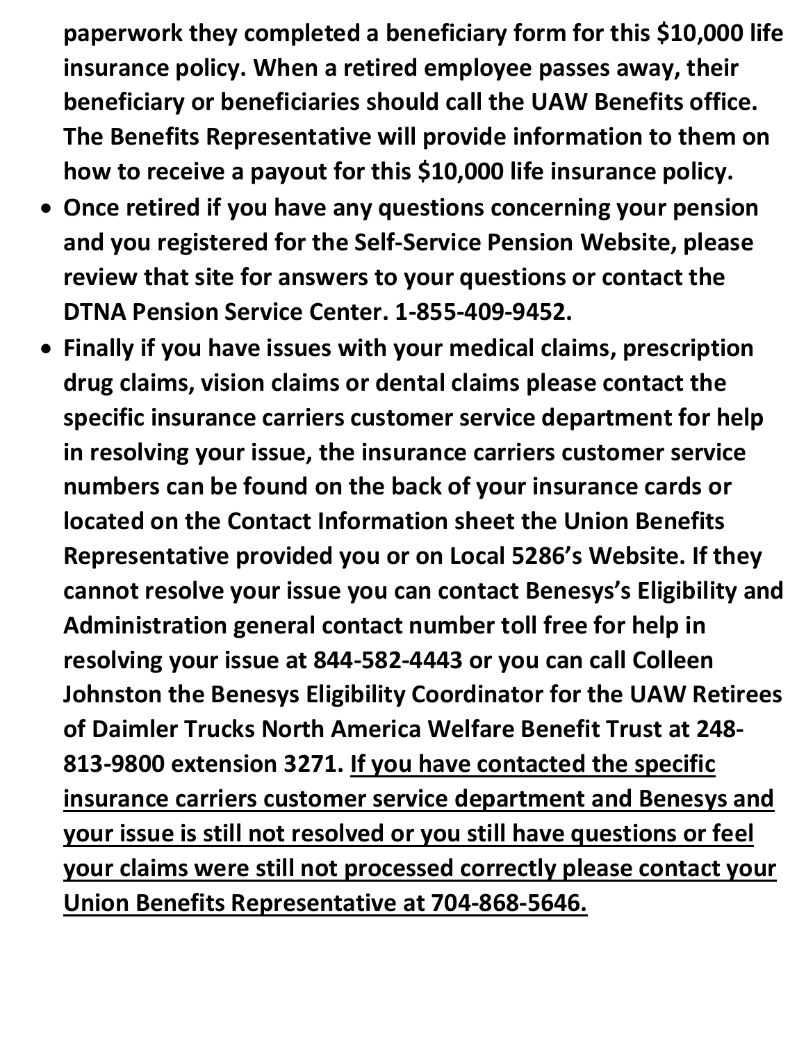**paperwork they completed a beneficiary form for this $10,000 life insurance policy. When a retired employee passes away, their beneficiary or beneficiaries should call the UAW Benefits office. The Benefits Representative will provide information to them on how to receive a payout for this $10,000 life insurance policy.**

- **Once retired if you have any questions concerning your pension and you registered for the Self-Service Pension Website, please review that site for answers to your questions or contact the DTNA Pension Service Center. 1-855-409-9452.**
- **Finally if you have issues with your medical claims, prescription drug claims, vision claims or dental claims please contact the specific insurance carriers customer service department for help in resolving your issue, the insurance carriers customer service numbers can be found on the back of your insurance cards or located on the Contact Information sheet the Union Benefits Representative provided you or on Local 5286's Website. If they cannot resolve your issue you can contact Benesys's Eligibility and Administration general contact number toll free for help in resolving your issue at 844-582-4443 or you can call Colleen Johnston the Benesys Eligibility Coordinator for the UAW Retirees of Daimler Trucks North America Welfare Benefit Trust at 248-813-9800 extension 3271. <u>If you have contacted the specific insurance carriers customer service department and Benesys and your issue is still not resolved or you still have questions or feel your claims were still not processed correctly please contact your Union Benefits Representative at 704-868-5646.</u>**